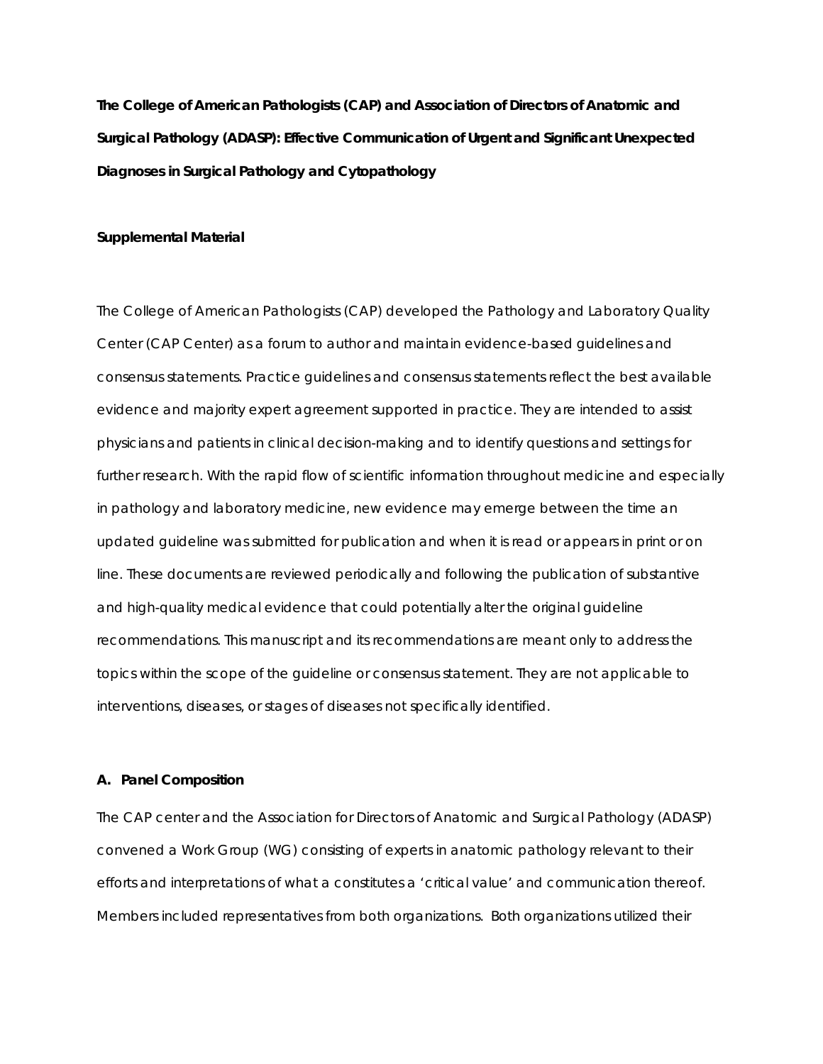**The College of American Pathologists (CAP) and Association of Directors of Anatomic and Surgical Pathology (ADASP): Effective Communication of Urgent and Significant Unexpected Diagnoses in Surgical Pathology and Cytopathology**

**Supplemental Material**

The College of American Pathologists (CAP) developed the Pathology and Laboratory Quality Center (CAP Center) as a forum to author and maintain evidence-based guidelines and consensus statements. Practice guidelines and consensus statements reflect the best available evidence and majority expert agreement supported in practice. They are intended to assist physicians and patients in clinical decision-making and to identify questions and settings for further research. With the rapid flow of scientific information throughout medicine and especially in pathology and laboratory medicine, new evidence may emerge between the time an updated guideline was submitted for publication and when it is read or appears in print or on line. These documents are reviewed periodically and following the publication of substantive and high-quality medical evidence that could potentially alter the original guideline recommendations. This manuscript and its recommendations are meant only to address the topics within the scope of the guideline or consensus statement. They are not applicable to interventions, diseases, or stages of diseases not specifically identified.

## A. Panel Composition

The CAP center and the Association for Directors of Anatomic and Surgical Pathology (ADASP) convened a Work Group (WG) consisting of experts in anatomic pathology relevant to their efforts and interpretations of what a constitutes a 'critical value' and communication thereof. Members included representatives from both organizations. Both organizations utilized their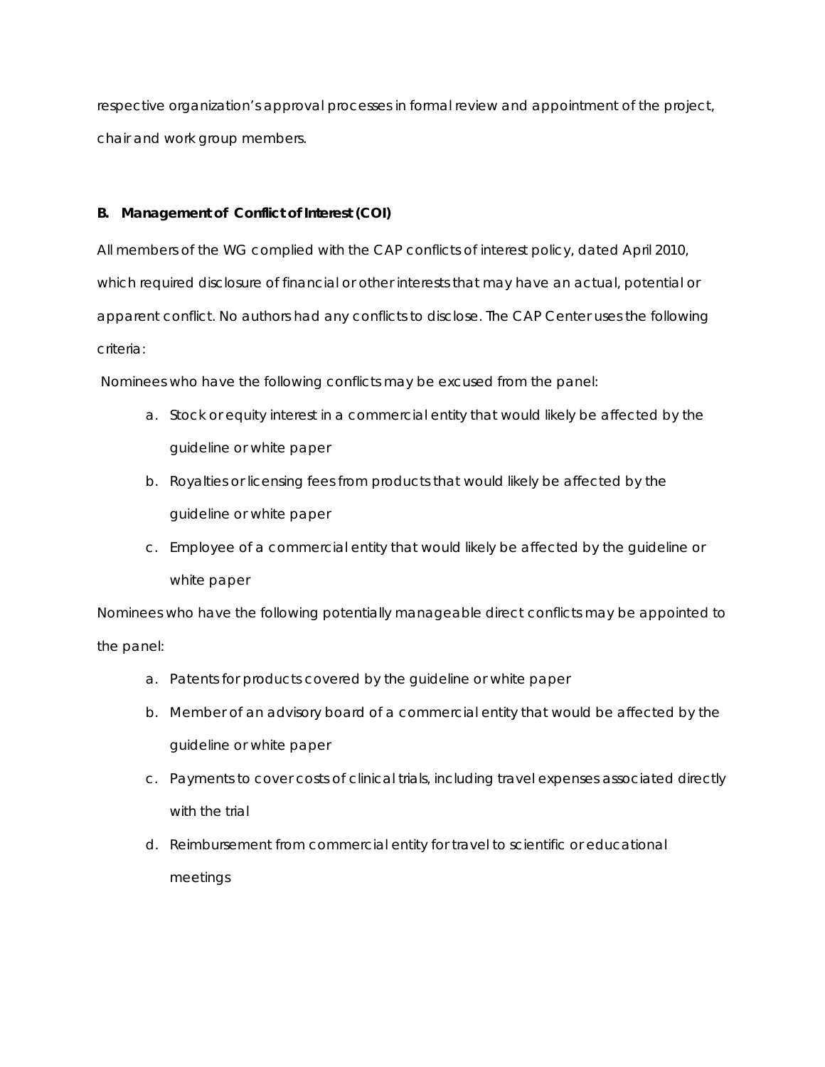respective organization's approval processes in formal review and appointment of the project, chair and work group members.

### B. Management of Conflict of Interest (COI)

All members of the WG complied with the CAP conflicts of interest policy, dated April 2010, which required disclosure of financial or other interests that may have an actual, potential or apparent conflict. No authors had any conflicts to disclose. The CAP Center uses the following criteria:

Nominees who have the following conflicts may be excused from the panel:

a. Stock or equity interest in a commercial entity that would likely be affected by the guideline or white paper
b. Royalties or licensing fees from products that would likely be affected by the guideline or white paper
c. Employee of a commercial entity that would likely be affected by the guideline or white paper

Nominees who have the following potentially manageable direct conflicts may be appointed to the panel:

a. Patents for products covered by the guideline or white paper
b. Member of an advisory board of a commercial entity that would be affected by the guideline or white paper
c. Payments to cover costs of clinical trials, including travel expenses associated directly with the trial
d. Reimbursement from commercial entity for travel to scientific or educational meetings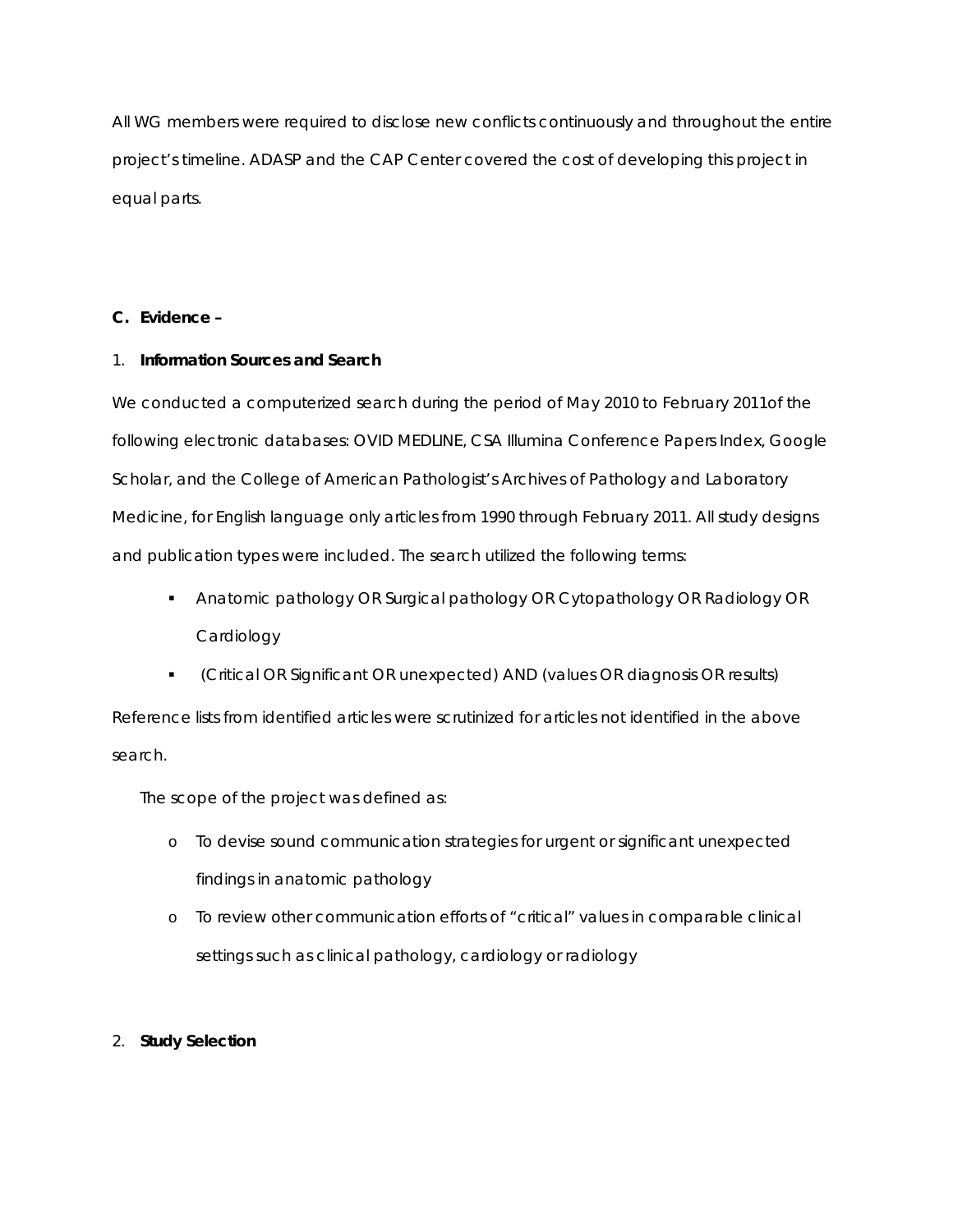All WG members were required to disclose new conflicts continuously and throughout the entire project's timeline. ADASP and the CAP Center covered the cost of developing this project in equal parts.

**C. Evidence –**

1. **Information Sources and Search**

We conducted a computerized search during the period of May 2010 to February 2011of the following electronic databases: OVID MEDLINE, CSA Illumina Conference Papers Index, Google Scholar, and the College of American Pathologist's Archives of Pathology and Laboratory Medicine, for English language only articles from 1990 through February 2011. All study designs and publication types were included. The search utilized the following terms:

- Anatomic pathology OR Surgical pathology OR Cytopathology OR Radiology OR Cardiology
- (Critical OR Significant OR unexpected) AND (values OR diagnosis OR results)

Reference lists from identified articles were scrutinized for articles not identified in the above search.

The scope of the project was defined as:

- To devise sound communication strategies for urgent or significant unexpected findings in anatomic pathology
- To review other communication efforts of "critical" values in comparable clinical settings such as clinical pathology, cardiology or radiology

2. **Study Selection**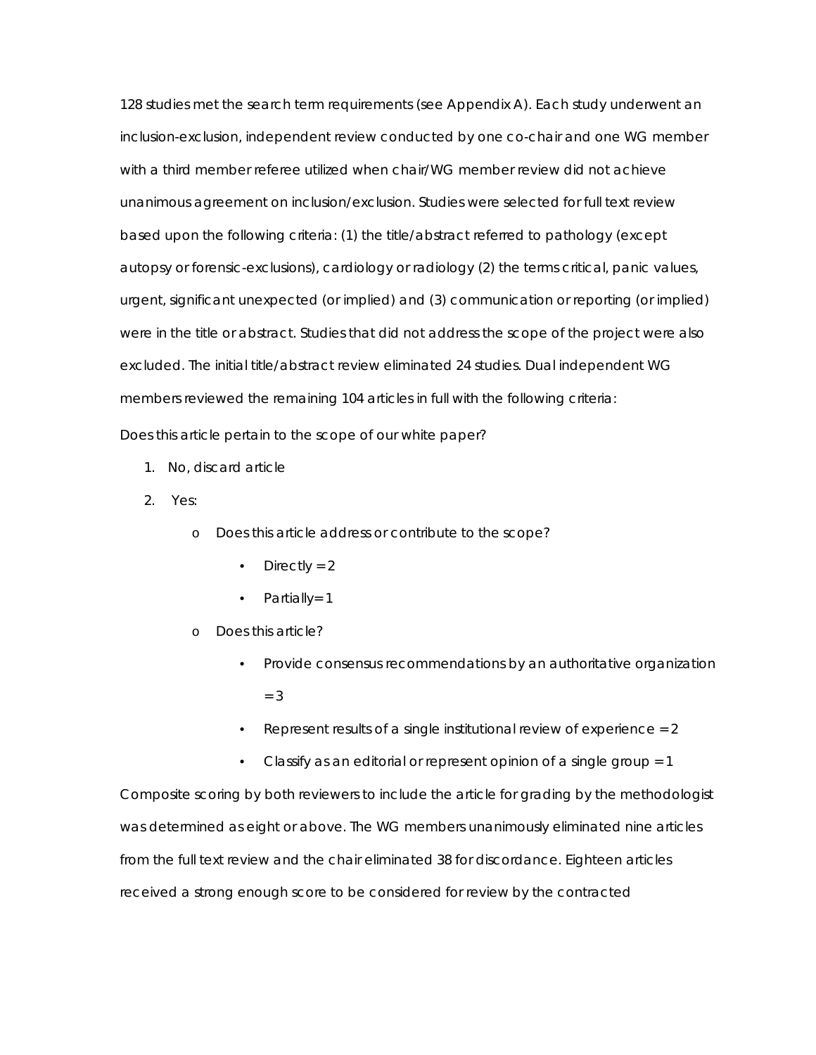128 studies met the search term requirements (see Appendix A). Each study underwent an inclusion-exclusion, independent review conducted by one co-chair and one WG member with a third member referee utilized when chair/WG member review did not achieve unanimous agreement on inclusion/exclusion. Studies were selected for full text review based upon the following criteria: (1) the title/abstract referred to pathology (except autopsy or forensic-exclusions), cardiology or radiology (2) the terms critical, panic values, urgent, significant unexpected (or implied) and (3) communication or reporting (or implied) were in the title or abstract. Studies that did not address the scope of the project were also excluded. The initial title/abstract review eliminated 24 studies. Dual independent WG members reviewed the remaining 104 articles in full with the following criteria:

Does this article pertain to the scope of our white paper?

1. No, discard article
2. Yes:
   - Does this article address or contribute to the scope?
     - Directly = 2
     - Partially= 1
   - Does this article?
     - Provide consensus recommendations by an authoritative organization = 3
     - Represent results of a single institutional review of experience = 2
     - Classify as an editorial or represent opinion of a single group = 1

Composite scoring by both reviewers to include the article for grading by the methodologist was determined as eight or above. The WG members unanimously eliminated nine articles from the full text review and the chair eliminated 38 for discordance. Eighteen articles received a strong enough score to be considered for review by the contracted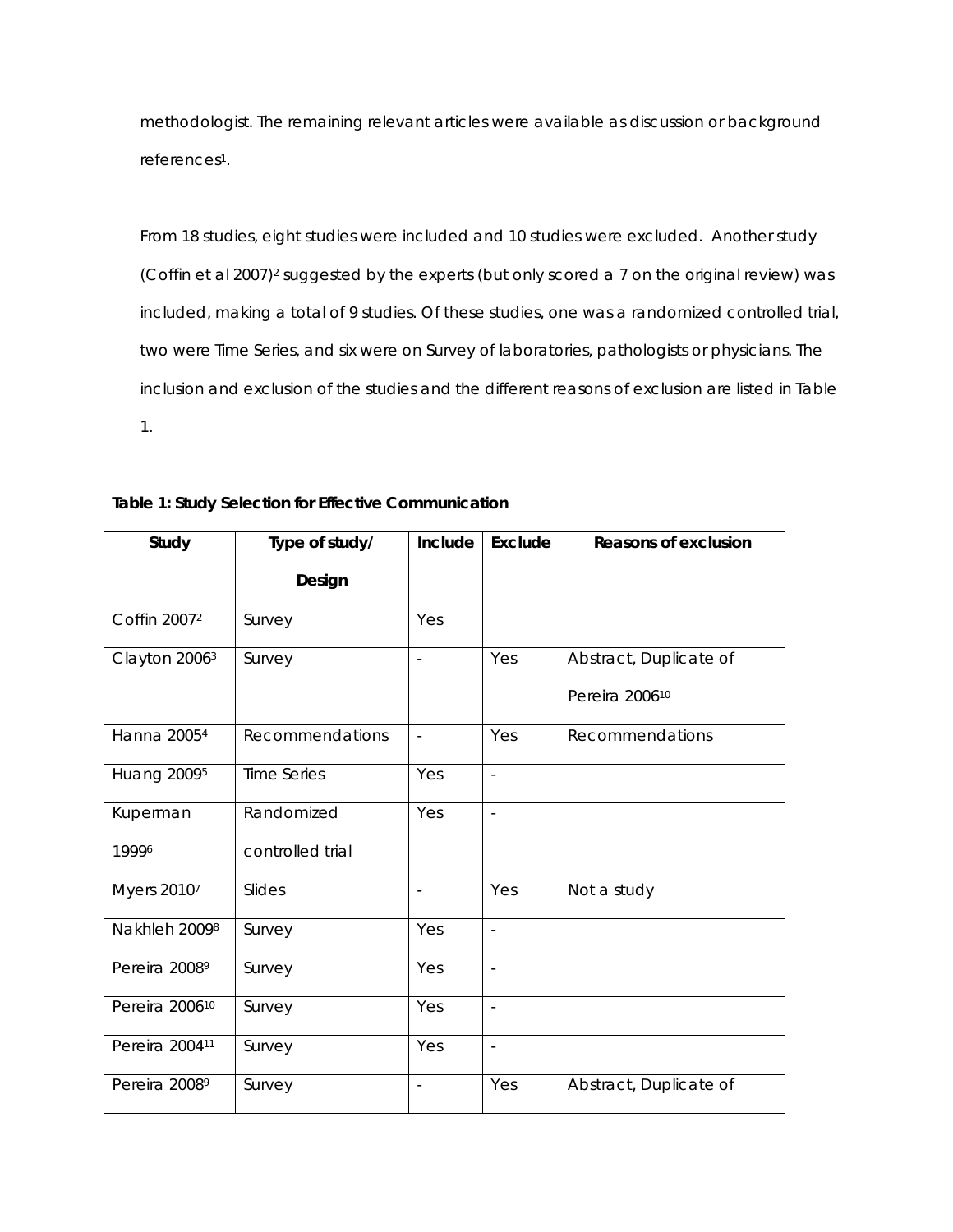methodologist. The remaining relevant articles were available as discussion or background references[1].

From 18 studies, eight studies were included and 10 studies were excluded. Another study (Coffin et al 2007)[2] suggested by the experts (but only scored a 7 on the original review) was included, making a total of 9 studies. Of these studies, one was a randomized controlled trial, two were Time Series, and six were on Survey of laboratories, pathologists or physicians. The inclusion and exclusion of the studies and the different reasons of exclusion are listed in Table 1.

**Table 1: Study Selection for Effective Communication**

| Study | Type of study/ Design | Include | Exclude | Reasons of exclusion |
|---|---|---|---|---|
| Coffin 2007[2] | Survey | Yes | | |
| Clayton 2006[3] | Survey | - | Yes | Abstract, Duplicate of Pereira 2006[10] |
| Hanna 2005[4] | Recommendations | - | Yes | Recommendations |
| Huang 2009[5] | Time Series | Yes | - | |
| Kuperman 1999[6] | Randomized controlled trial | Yes | - | |
| Myers 2010[7] | Slides | - | Yes | Not a study |
| Nakhleh 2009[8] | Survey | Yes | - | |
| Pereira 2008[9] | Survey | Yes | - | |
| Pereira 2006[10] | Survey | Yes | - | |
| Pereira 2004[11] | Survey | Yes | - | |
| Pereira 2008[9] | Survey | - | Yes | Abstract, Duplicate of |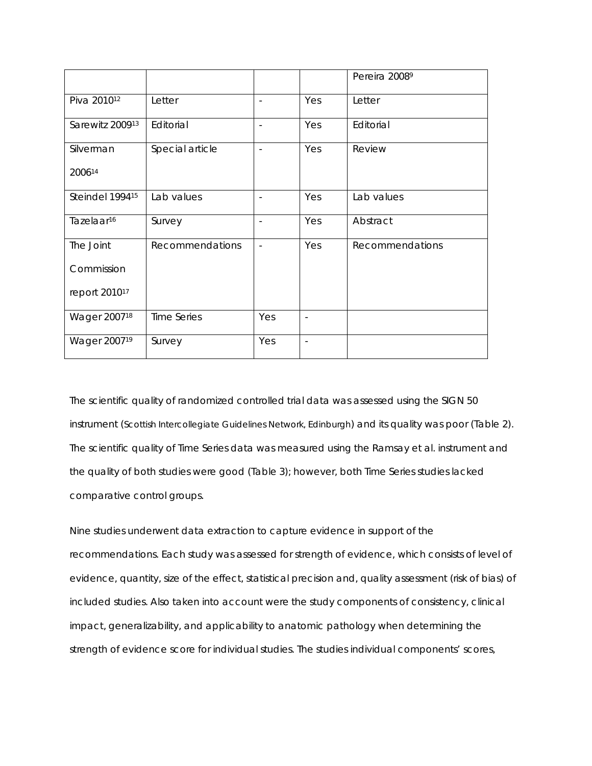| | | | | Pereira 2008[9] |
|---|---|---|---|---|
| Piva 2010[12] | Letter | - | Yes | Letter |
| Sarewitz 2009[13] | Editorial | - | Yes | Editorial |
| Silverman 2006[14] | Special article | - | Yes | Review |
| Steindel 1994[15] | Lab values | - | Yes | Lab values |
| Tazelaar[16] | Survey | - | Yes | Abstract |
| The Joint Commission report 2010[17] | Recommendations | - | Yes | Recommendations |
| Wager 2007[18] | Time Series | Yes | - | |
| Wager 2007[19] | Survey | Yes | - | |

The scientific quality of randomized controlled trial data was assessed using the SIGN 50 instrument (Scottish Intercollegiate Guidelines Network, Edinburgh) and its quality was poor (Table 2). The scientific quality of Time Series data was measured using the Ramsay et al. instrument and the quality of both studies were good (Table 3); however, both Time Series studies lacked comparative control groups.

Nine studies underwent data extraction to capture evidence in support of the recommendations. Each study was assessed for strength of evidence, which consists of level of evidence, quantity, size of the effect, statistical precision and, quality assessment (risk of bias) of included studies. Also taken into account were the study components of consistency, clinical impact, generalizability, and applicability to anatomic pathology when determining the strength of evidence score for individual studies. The studies individual components' scores,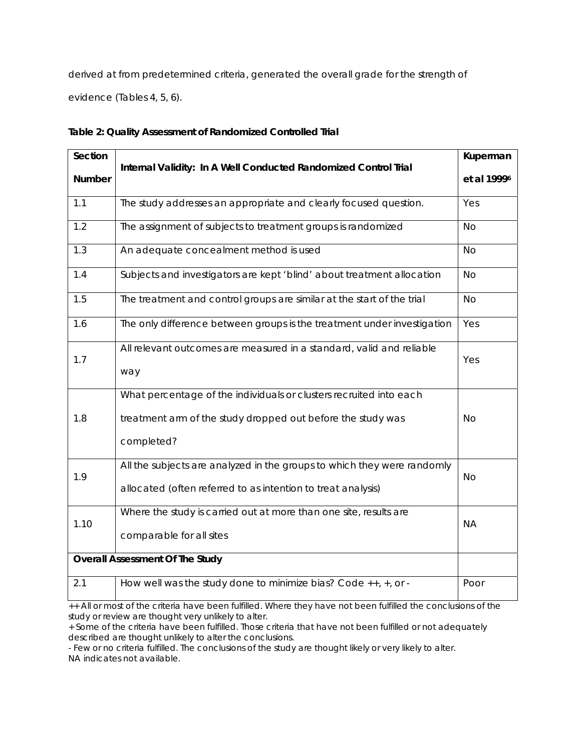derived at from predetermined criteria, generated the overall grade for the strength of evidence (Tables 4, 5, 6).

**Table 2: Quality Assessment of Randomized Controlled Trial**

| **Section Number** | **Internal Validity: In A Well Conducted Randomized Control Trial** | **Kuperman et al 1999[6]** |
|---|---|---|
| 1.1 | The study addresses an appropriate and clearly focused question. | Yes |
| 1.2 | The assignment of subjects to treatment groups is randomized | No |
| 1.3 | An adequate concealment method is used | No |
| 1.4 | Subjects and investigators are kept 'blind' about treatment allocation | No |
| 1.5 | The treatment and control groups are similar at the start of the trial | No |
| 1.6 | The only difference between groups is the treatment under investigation | Yes |
| 1.7 | All relevant outcomes are measured in a standard, valid and reliable way | Yes |
| 1.8 | What percentage of the individuals or clusters recruited into each treatment arm of the study dropped out before the study was completed? | No |
| 1.9 | All the subjects are analyzed in the groups to which they were randomly allocated (often referred to as intention to treat analysis) | No |
| 1.10 | Where the study is carried out at more than one site, results are comparable for all sites | NA |
| **Overall Assessment Of The Study** | | |
| 2.1 | How well was the study done to minimize bias? Code ++, +, or - | Poor |

++ All or most of the criteria have been fulfilled. Where they have not been fulfilled the conclusions of the study or review are thought very unlikely to alter.
+ Some of the criteria have been fulfilled. Those criteria that have not been fulfilled or not adequately described are thought unlikely to alter the conclusions.
- Few or no criteria fulfilled. The conclusions of the study are thought likely or very likely to alter.
NA indicates not available.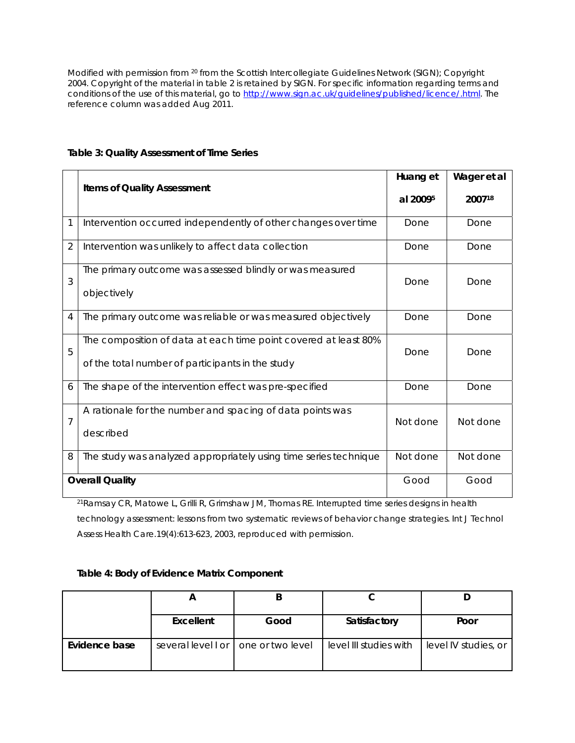Modified with permission from [20] from the Scottish Intercollegiate Guidelines Network (SIGN); Copyright 2004. Copyright of the material in table 2 is retained by SIGN. For specific information regarding terms and conditions of the use of this material, go to http://www.sign.ac.uk/guidelines/published/licence/.html. The reference column was added Aug 2011.

**Table 3: Quality Assessment of Time Series**

| | Items of Quality Assessment | Huang et al 2009[5] | Wager et al 2007[18] |
|---|---|---|---|
| 1 | Intervention occurred independently of other changes over time | Done | Done |
| 2 | Intervention was unlikely to affect data collection | Done | Done |
| 3 | The primary outcome was assessed blindly or was measured objectively | Done | Done |
| 4 | The primary outcome was reliable or was measured objectively | Done | Done |
| 5 | The composition of data at each time point covered at least 80% of the total number of participants in the study | Done | Done |
| 6 | The shape of the intervention effect was pre-specified | Done | Done |
| 7 | A rationale for the number and spacing of data points was described | Not done | Not done |
| 8 | The study was analyzed appropriately using time series technique | Not done | Not done |
| **Overall Quality** | | Good | Good |

[21]Ramsay CR, Matowe L, Grilli R, Grimshaw JM, Thomas RE. Interrupted time series designs in health technology assessment: lessons from two systematic reviews of behavior change strategies. Int J Technol Assess Health Care.19(4):613-623, 2003, reproduced with permission.

**Table 4: Body of Evidence Matrix Component**

| | A | B | C | D |
|---|---|---|---|---|
| | **Excellent** | **Good** | **Satisfactory** | **Poor** |
| **Evidence base** | several level I or | one or two level | level III studies with | level IV studies, or |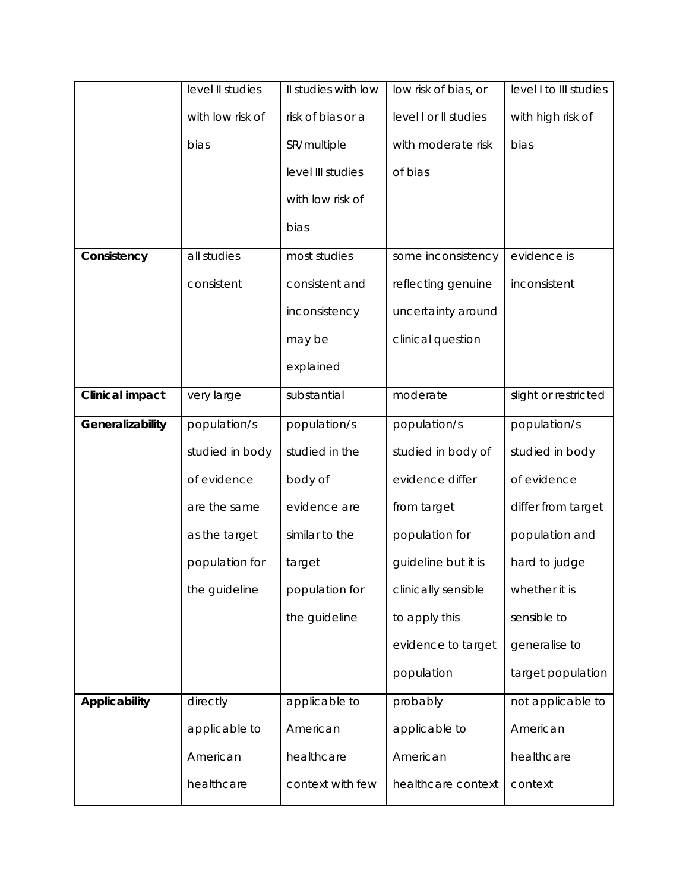| | | | | |
|---|---|---|---|---|
| | level II studies with low risk of bias | II studies with low risk of bias or a SR/multiple level III studies with low risk of bias | low risk of bias, or level I or II studies with moderate risk of bias | level I to III studies with high risk of bias |
| **Consistency** | all studies consistent | most studies consistent and inconsistency may be explained | some inconsistency reflecting genuine uncertainty around clinical question | evidence is inconsistent |
| **Clinical impact** | very large | substantial | moderate | slight or restricted |
| **Generalizability** | population/s studied in body of evidence are the same as the target population for the guideline | population/s studied in the body of evidence are similar to the target population for the guideline | population/s studied in body of evidence differ from target population for guideline but it is clinically sensible to apply this evidence to target population | population/s studied in body of evidence differ from target population and hard to judge whether it is sensible to generalise to target population |
| **Applicability** | directly applicable to American healthcare | applicable to American healthcare context with few | probably applicable to American healthcare context | not applicable to American healthcare context |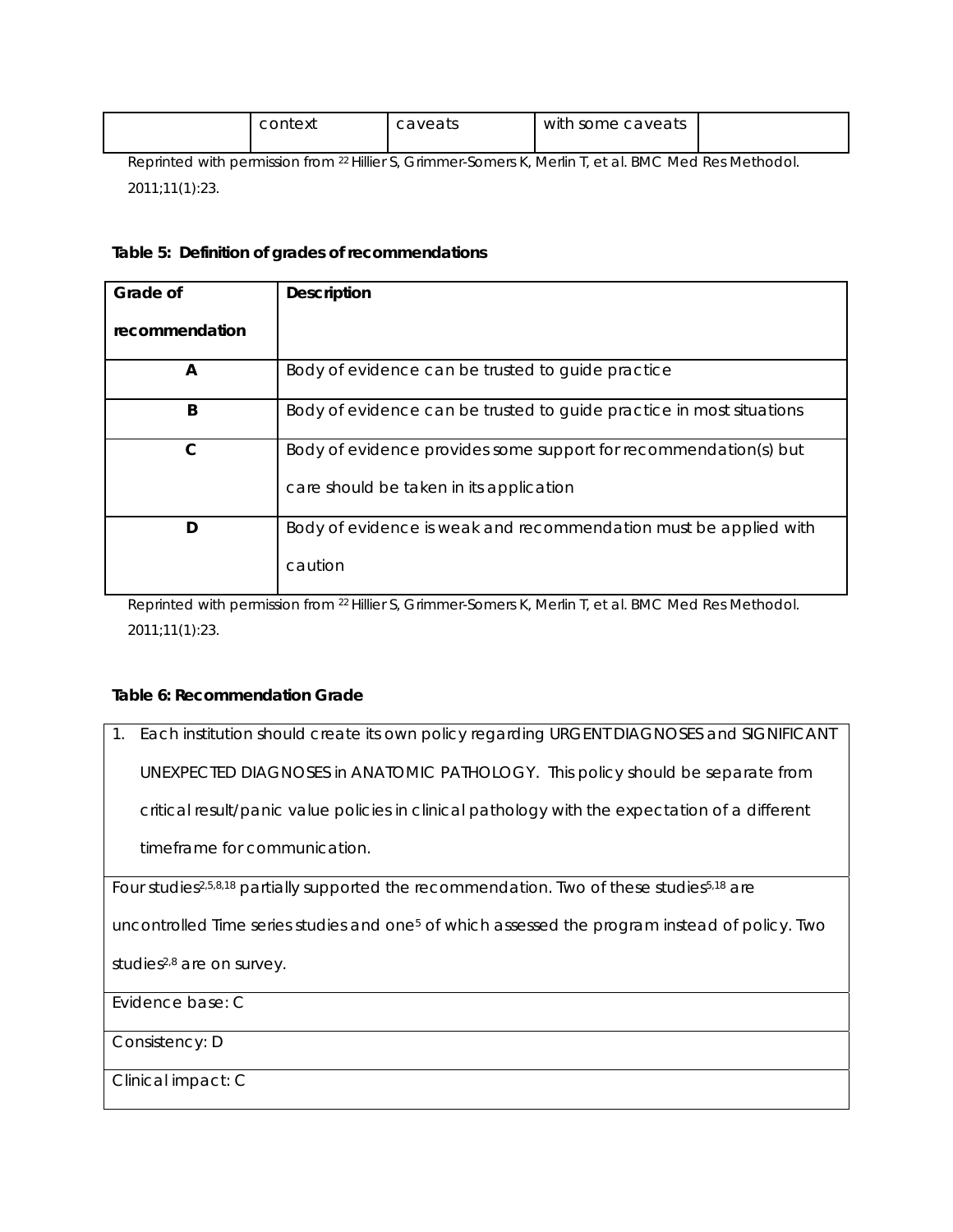|  | context | caveats | with some caveats |  |
|---|---|---|---|---|

Reprinted with permission from [22] Hillier S, Grimmer-Somers K, Merlin T, et al. BMC Med Res Methodol. 2011;11(1):23.

**Table 5: Definition of grades of recommendations**

| **Grade of recommendation** | **Description** |
|---|---|
| **A** | Body of evidence can be trusted to guide practice |
| **B** | Body of evidence can be trusted to guide practice in most situations |
| **C** | Body of evidence provides some support for recommendation(s) but care should be taken in its application |
| **D** | Body of evidence is weak and recommendation must be applied with caution |

Reprinted with permission from [22] Hillier S, Grimmer-Somers K, Merlin T, et al. BMC Med Res Methodol. 2011;11(1):23.

**Table 6: Recommendation Grade**

| 1. Each institution should create its own policy regarding URGENT DIAGNOSES and SIGNIFICANT UNEXPECTED DIAGNOSES in ANATOMIC PATHOLOGY. This policy should be separate from critical result/panic value policies in clinical pathology with the expectation of a different timeframe for communication. |
|---|
| Four studies[2,5,8,18] partially supported the recommendation. Two of these studies[5,18] are uncontrolled Time series studies and one[5] of which assessed the program instead of policy. Two studies[2,8] are on survey. |
| Evidence base: C |
| Consistency: D |
| Clinical impact: C |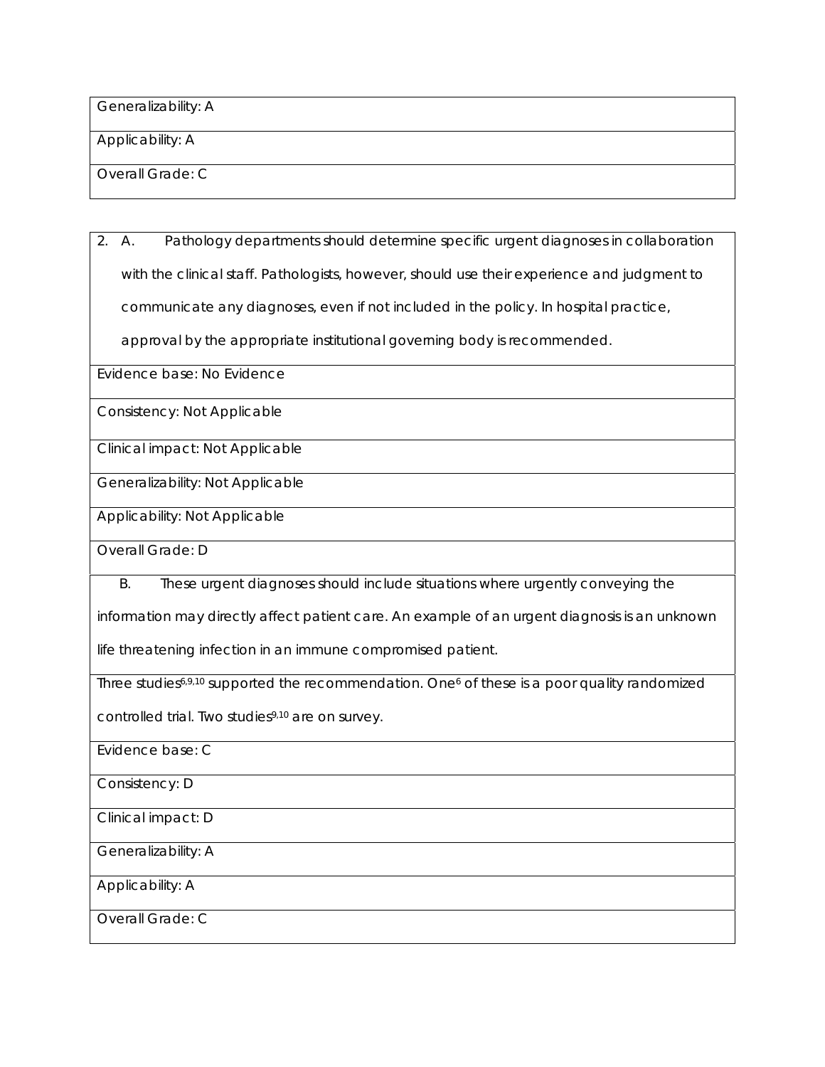Generalizability: A

Applicability: A

Overall Grade: C

2. A. Pathology departments should determine specific urgent diagnoses in collaboration with the clinical staff. Pathologists, however, should use their experience and judgment to communicate any diagnoses, even if not included in the policy. In hospital practice, approval by the appropriate institutional governing body is recommended.

Evidence base: No Evidence

Consistency: Not Applicable

Clinical impact: Not Applicable

Generalizability: Not Applicable

Applicability: Not Applicable

Overall Grade: D

B. These urgent diagnoses should include situations where urgently conveying the information may directly affect patient care. An example of an urgent diagnosis is an unknown life threatening infection in an immune compromised patient.

Three studies[6,9,10] supported the recommendation. One[6] of these is a poor quality randomized controlled trial. Two studies[9,10] are on survey.

Evidence base: C

Consistency: D

Clinical impact: D

Generalizability: A

Applicability: A

Overall Grade: C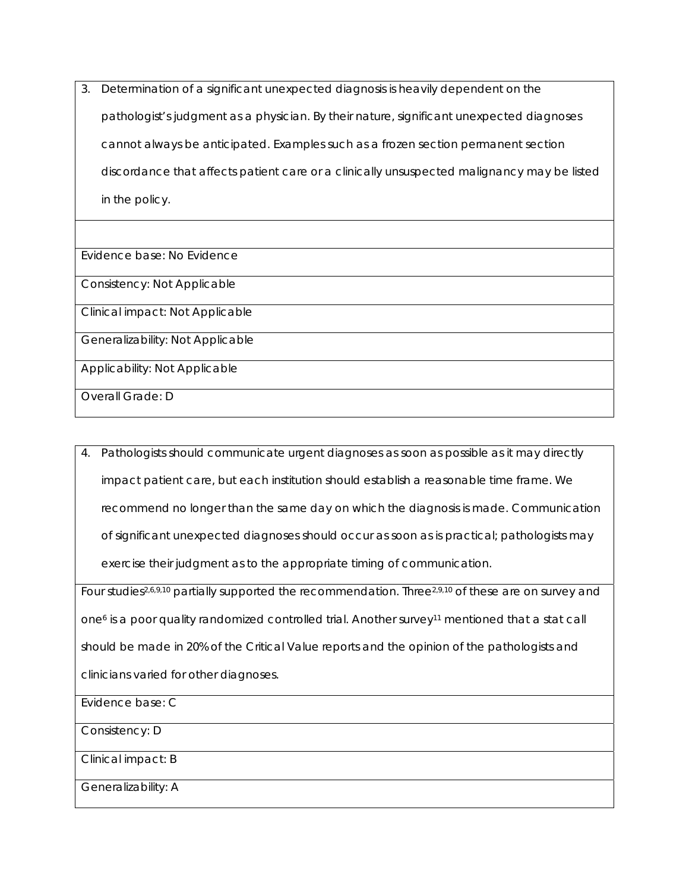3. Determination of a significant unexpected diagnosis is heavily dependent on the pathologist's judgment as a physician. By their nature, significant unexpected diagnoses cannot always be anticipated. Examples such as a frozen section permanent section discordance that affects patient care or a clinically unsuspected malignancy may be listed in the policy.

Evidence base: No Evidence

Consistency: Not Applicable

Clinical impact: Not Applicable

Generalizability: Not Applicable

Applicability: Not Applicable

Overall Grade: D

4. Pathologists should communicate urgent diagnoses as soon as possible as it may directly impact patient care, but each institution should establish a reasonable time frame. We recommend no longer than the same day on which the diagnosis is made. Communication of significant unexpected diagnoses should occur as soon as is practical; pathologists may exercise their judgment as to the appropriate timing of communication.

Four studies[2,6,9,10] partially supported the recommendation. Three[2,9,10] of these are on survey and one[6] is a poor quality randomized controlled trial. Another survey[11] mentioned that a stat call should be made in 20% of the Critical Value reports and the opinion of the pathologists and clinicians varied for other diagnoses.

Evidence base: C

Consistency: D

Clinical impact: B

Generalizability: A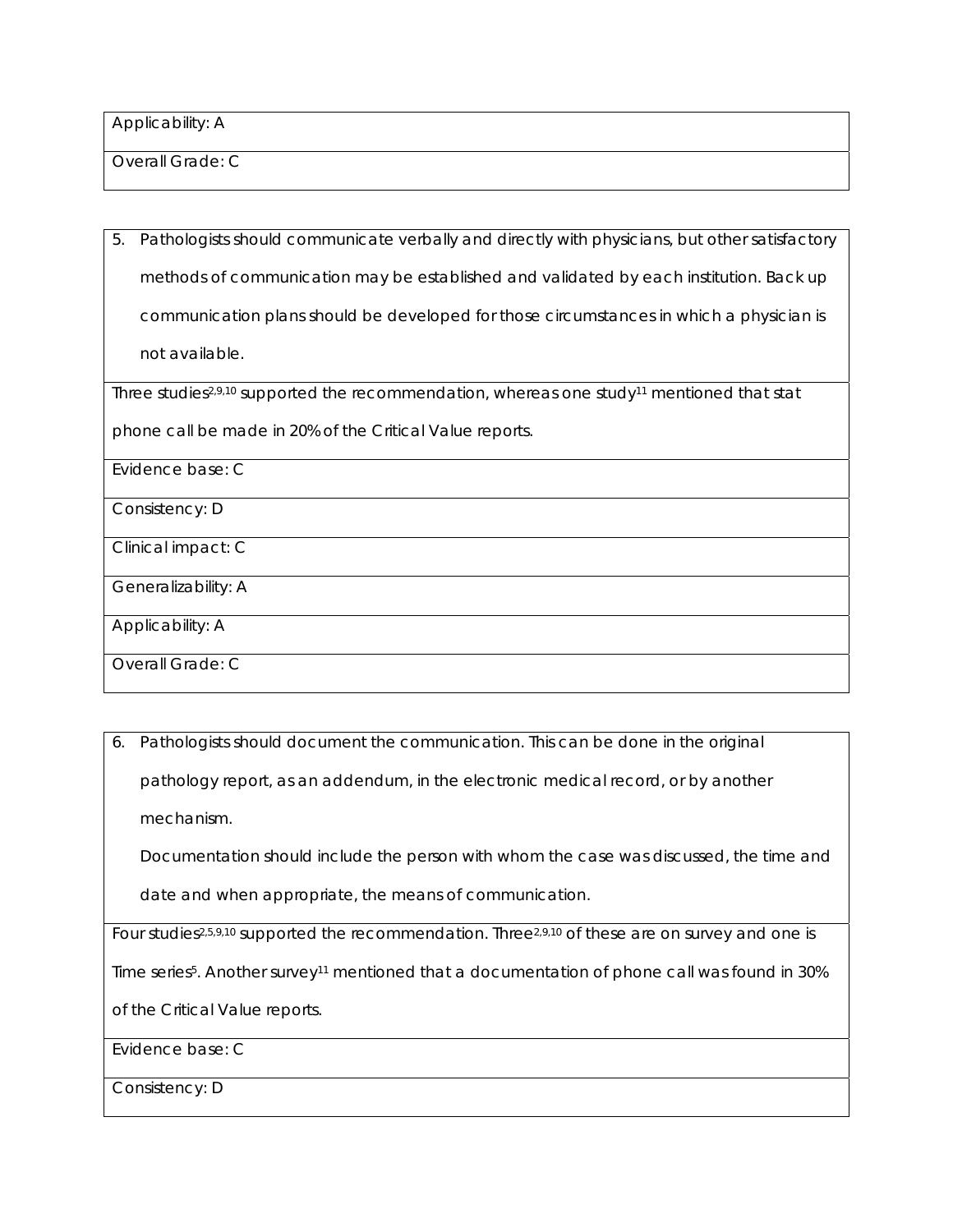| Applicability: A |
| --- |
| Overall Grade: C |

| 5. Pathologists should communicate verbally and directly with physicians, but other satisfactory methods of communication may be established and validated by each institution. Back up communication plans should be developed for those circumstances in which a physician is not available. |
| --- |
| Three studies[2,9,10] supported the recommendation, whereas one study[11] mentioned that stat phone call be made in 20% of the Critical Value reports. |
| Evidence base: C |
| Consistency: D |
| Clinical impact: C |
| Generalizability: A |
| Applicability: A |
| Overall Grade: C |

| 6. Pathologists should document the communication. This can be done in the original pathology report, as an addendum, in the electronic medical record, or by another mechanism. Documentation should include the person with whom the case was discussed, the time and date and when appropriate, the means of communication. |
| --- |
| Four studies[2,5,9,10] supported the recommendation. Three[2,9,10] of these are on survey and one is Time series[5]. Another survey[11] mentioned that a documentation of phone call was found in 30% of the Critical Value reports. |
| Evidence base: C |
| Consistency: D |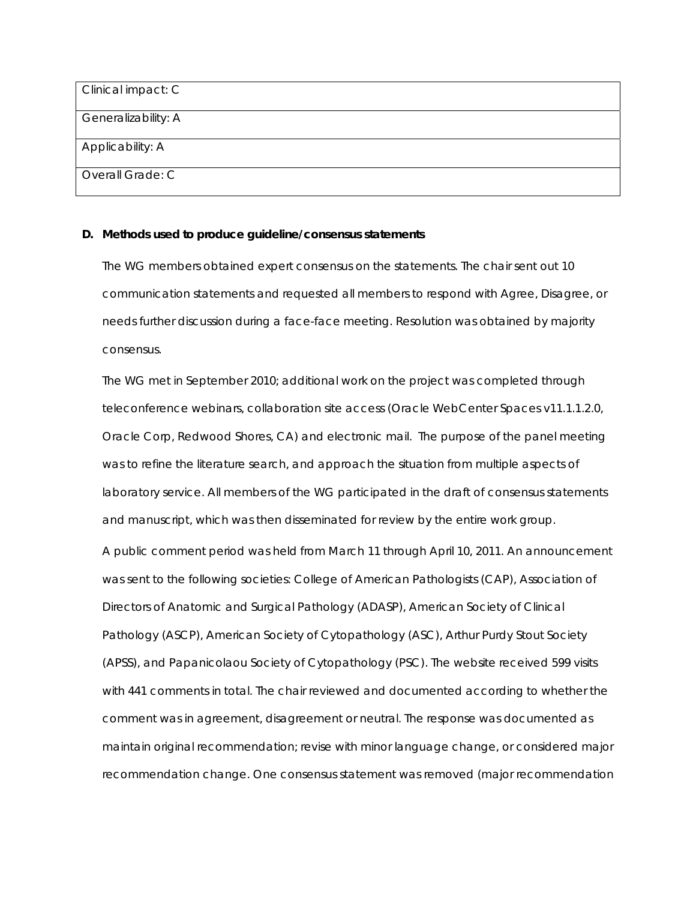| Clinical impact: C |
|---|
| Generalizability: A |
| Applicability: A |
| Overall Grade: C |

**D. Methods used to produce guideline/consensus statements**

The WG members obtained expert consensus on the statements. The chair sent out 10 communication statements and requested all members to respond with Agree, Disagree, or needs further discussion during a face-face meeting. Resolution was obtained by majority consensus.

The WG met in September 2010; additional work on the project was completed through teleconference webinars, collaboration site access (Oracle WebCenter Spaces v11.1.1.2.0, Oracle Corp, Redwood Shores, CA) and electronic mail. The purpose of the panel meeting was to refine the literature search, and approach the situation from multiple aspects of laboratory service. All members of the WG participated in the draft of consensus statements and manuscript, which was then disseminated for review by the entire work group.

A public comment period was held from March 11 through April 10, 2011. An announcement was sent to the following societies: College of American Pathologists (CAP), Association of Directors of Anatomic and Surgical Pathology (ADASP), American Society of Clinical Pathology (ASCP), American Society of Cytopathology (ASC), Arthur Purdy Stout Society (APSS), and Papanicolaou Society of Cytopathology (PSC). The website received 599 visits with 441 comments in total. The chair reviewed and documented according to whether the comment was in agreement, disagreement or neutral. The response was documented as maintain original recommendation; revise with minor language change, or considered major recommendation change. One consensus statement was removed (major recommendation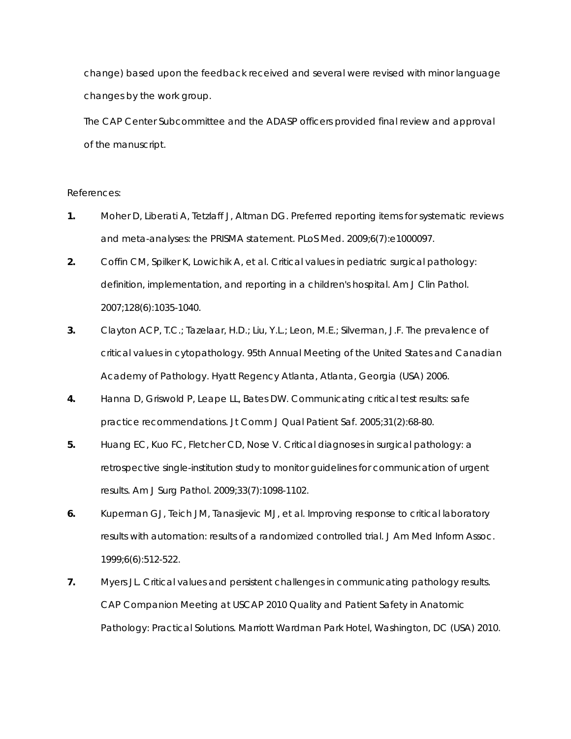change) based upon the feedback received and several were revised with minor language changes by the work group.

The CAP Center Subcommittee and the ADASP officers provided final review and approval of the manuscript.

References:

1. Moher D, Liberati A, Tetzlaff J, Altman DG. Preferred reporting items for systematic reviews and meta-analyses: the PRISMA statement. PLoS Med. 2009;6(7):e1000097.
2. Coffin CM, Spilker K, Lowichik A, et al. Critical values in pediatric surgical pathology: definition, implementation, and reporting in a children's hospital. Am J Clin Pathol. 2007;128(6):1035-1040.
3. Clayton ACP, T.C.; Tazelaar, H.D.; Liu, Y.L.; Leon, M.E.; Silverman, J.F. The prevalence of critical values in cytopathology. 95th Annual Meeting of the United States and Canadian Academy of Pathology. Hyatt Regency Atlanta, Atlanta, Georgia (USA) 2006.
4. Hanna D, Griswold P, Leape LL, Bates DW. Communicating critical test results: safe practice recommendations. Jt Comm J Qual Patient Saf. 2005;31(2):68-80.
5. Huang EC, Kuo FC, Fletcher CD, Nose V. Critical diagnoses in surgical pathology: a retrospective single-institution study to monitor guidelines for communication of urgent results. Am J Surg Pathol. 2009;33(7):1098-1102.
6. Kuperman GJ, Teich JM, Tanasijevic MJ, et al. Improving response to critical laboratory results with automation: results of a randomized controlled trial. J Am Med Inform Assoc. 1999;6(6):512-522.
7. Myers JL. Critical values and persistent challenges in communicating pathology results. CAP Companion Meeting at USCAP 2010 Quality and Patient Safety in Anatomic Pathology: Practical Solutions. Marriott Wardman Park Hotel, Washington, DC (USA) 2010.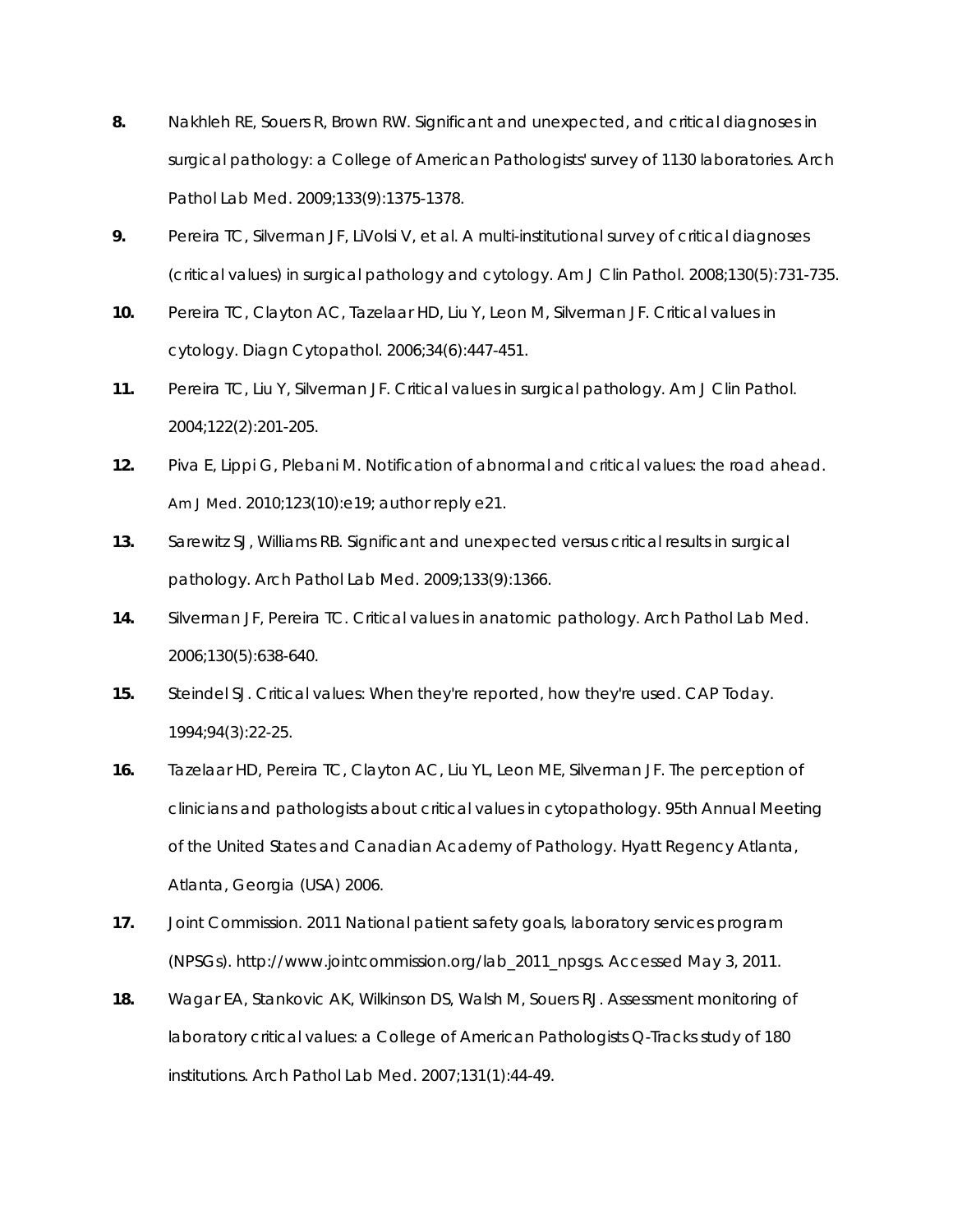8. Nakhleh RE, Souers R, Brown RW. Significant and unexpected, and critical diagnoses in surgical pathology: a College of American Pathologists' survey of 1130 laboratories. Arch Pathol Lab Med. 2009;133(9):1375-1378.
9. Pereira TC, Silverman JF, LiVolsi V, et al. A multi-institutional survey of critical diagnoses (critical values) in surgical pathology and cytology. Am J Clin Pathol. 2008;130(5):731-735.
10. Pereira TC, Clayton AC, Tazelaar HD, Liu Y, Leon M, Silverman JF. Critical values in cytology. Diagn Cytopathol. 2006;34(6):447-451.
11. Pereira TC, Liu Y, Silverman JF. Critical values in surgical pathology. Am J Clin Pathol. 2004;122(2):201-205.
12. Piva E, Lippi G, Plebani M. Notification of abnormal and critical values: the road ahead. Am J Med. 2010;123(10):e19; author reply e21.
13. Sarewitz SJ, Williams RB. Significant and unexpected versus critical results in surgical pathology. Arch Pathol Lab Med. 2009;133(9):1366.
14. Silverman JF, Pereira TC. Critical values in anatomic pathology. Arch Pathol Lab Med. 2006;130(5):638-640.
15. Steindel SJ. Critical values: When they're reported, how they're used. CAP Today. 1994;94(3):22-25.
16. Tazelaar HD, Pereira TC, Clayton AC, Liu YL, Leon ME, Silverman JF. The perception of clinicians and pathologists about critical values in cytopathology. 95th Annual Meeting of the United States and Canadian Academy of Pathology. Hyatt Regency Atlanta, Atlanta, Georgia (USA) 2006.
17. Joint Commission. 2011 National patient safety goals, laboratory services program (NPSGs). http://www.jointcommission.org/lab_2011_npsgs. Accessed May 3, 2011.
18. Wagar EA, Stankovic AK, Wilkinson DS, Walsh M, Souers RJ. Assessment monitoring of laboratory critical values: a College of American Pathologists Q-Tracks study of 180 institutions. Arch Pathol Lab Med. 2007;131(1):44-49.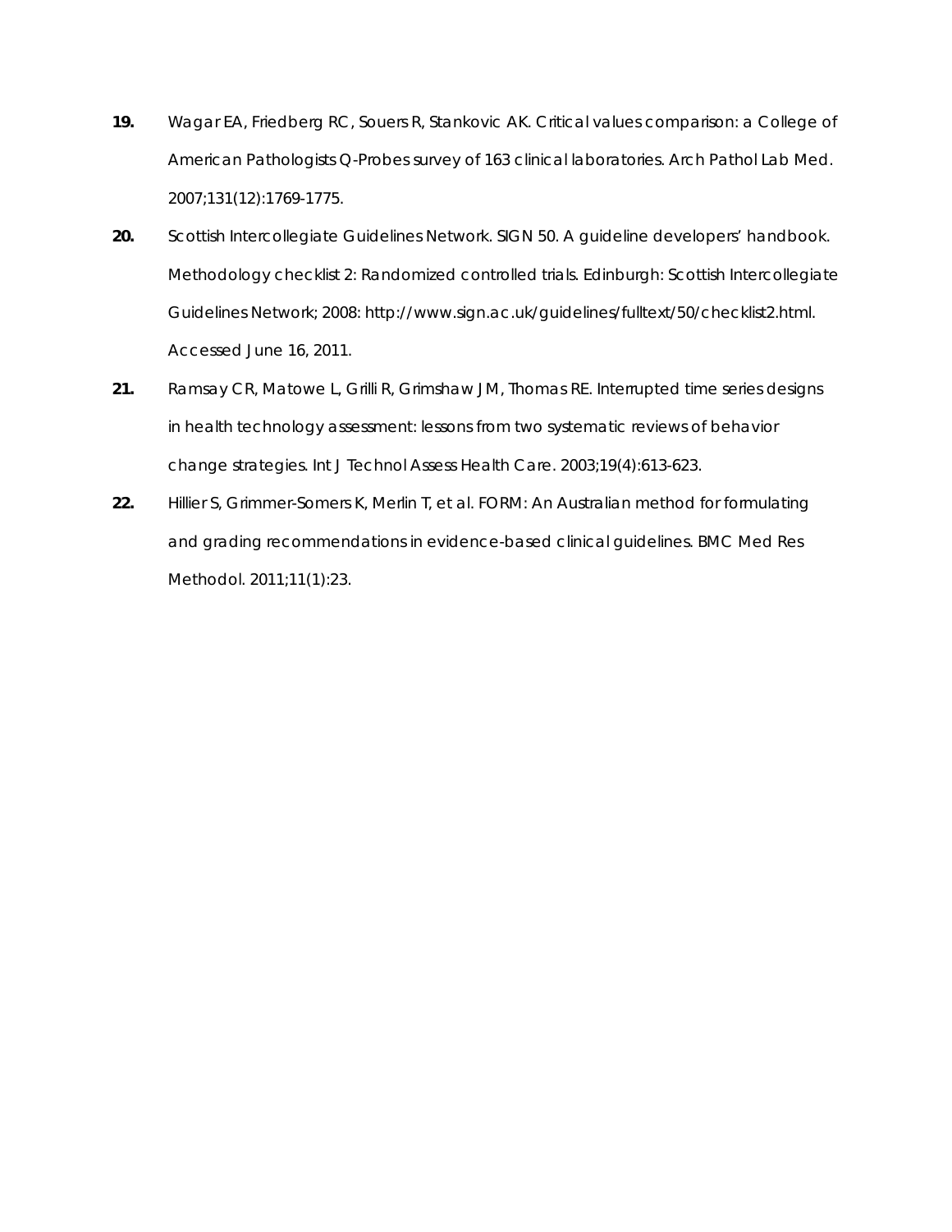**19.** Wagar EA, Friedberg RC, Souers R, Stankovic AK. Critical values comparison: a College of American Pathologists Q-Probes survey of 163 clinical laboratories. Arch Pathol Lab Med. 2007;131(12):1769-1775.

**20.** Scottish Intercollegiate Guidelines Network. SIGN 50. A guideline developers' handbook. Methodology checklist 2: Randomized controlled trials. Edinburgh: Scottish Intercollegiate Guidelines Network; 2008: http://www.sign.ac.uk/guidelines/fulltext/50/checklist2.html. Accessed June 16, 2011.

**21.** Ramsay CR, Matowe L, Grilli R, Grimshaw JM, Thomas RE. Interrupted time series designs in health technology assessment: lessons from two systematic reviews of behavior change strategies. Int J Technol Assess Health Care. 2003;19(4):613-623.

**22.** Hillier S, Grimmer-Somers K, Merlin T, et al. FORM: An Australian method for formulating and grading recommendations in evidence-based clinical guidelines. BMC Med Res Methodol. 2011;11(1):23.